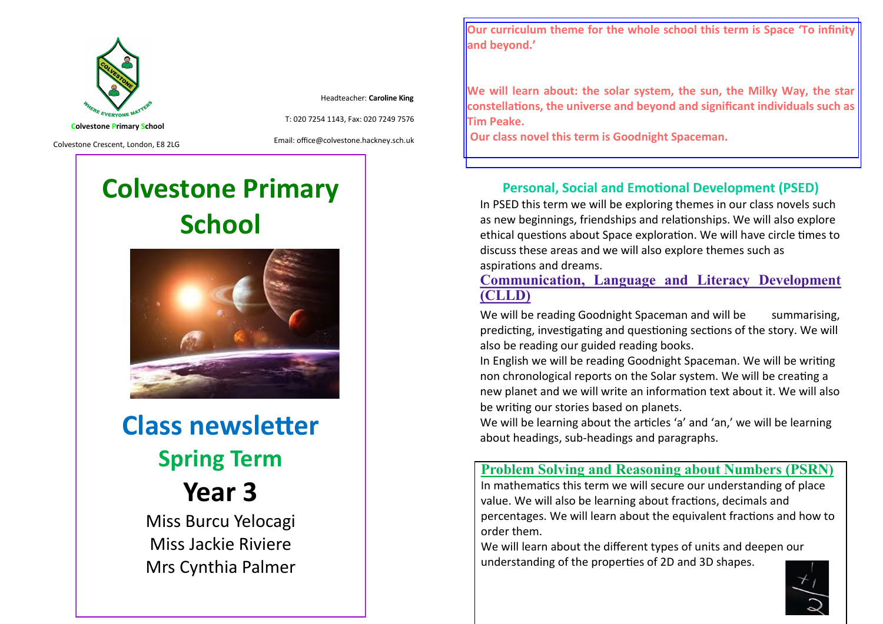Colvestone Primary School

Colvestone Crescent, London, E8 2LG

Headteacher: **Caroline King**

T: 020 7254 1143, Fax: 020 7249 7576

Email: office@colvestone.hackney.sch.uk

# Colvestone Primary School

## Class newsletter

## Spring Term

## Year 3

Miss Burcu Yelocagi
Miss Jackie Riviere
Mrs Cynthia Palmer

**Our curriculum theme for the whole school this term is Space 'To infinity and beyond.'**

**We will learn about: the solar system, the sun, the Milky Way, the star constellations, the universe and beyond and significant individuals such as Tim Peake.**

**Our class novel this term is Goodnight Spaceman.**

## Personal, Social and Emotional Development (PSED)

In PSED this term we will be exploring themes in our class novels such as new beginnings, friendships and relationships. We will also explore ethical questions about Space exploration. We will have circle times to discuss these areas and we will also explore themes such as aspirations and dreams.

## Communication, Language and Literacy Development (CLLD)

We will be reading Goodnight Spaceman and will be summarising, predicting, investigating and questioning sections of the story. We will also be reading our guided reading books.

In English we will be reading Goodnight Spaceman. We will be writing non chronological reports on the Solar system. We will be creating a new planet and we will write an information text about it. We will also be writing our stories based on planets.

We will be learning about the articles 'a' and 'an,' we will be learning about headings, sub-headings and paragraphs.

## Problem Solving and Reasoning about Numbers (PSRN)

In mathematics this term we will secure our understanding of place value. We will also be learning about fractions, decimals and percentages. We will learn about the equivalent fractions and how to order them.

We will learn about the different types of units and deepen our understanding of the properties of 2D and 3D shapes.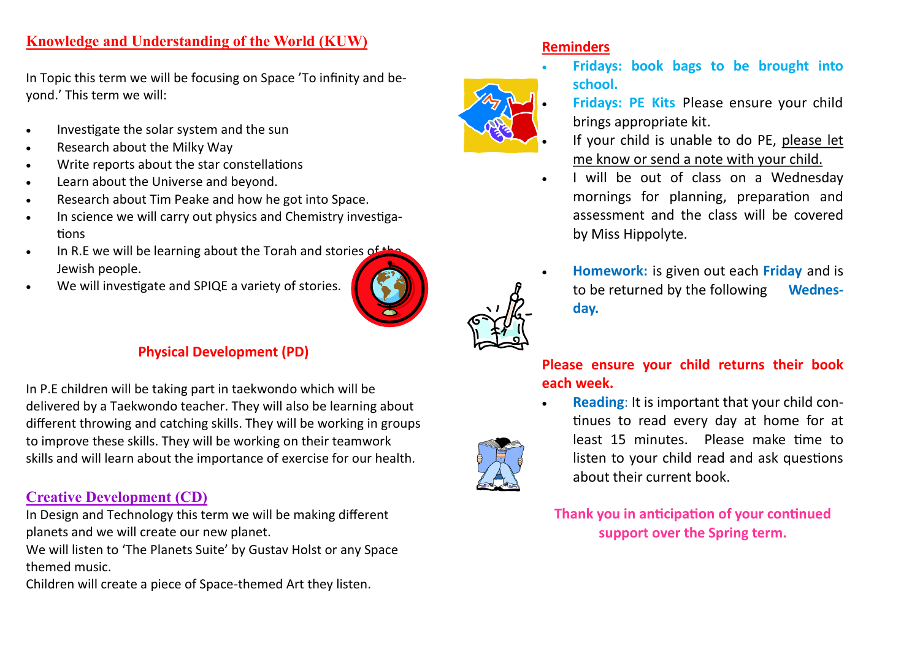## Knowledge and Understanding of the World (KUW)

In Topic this term we will be focusing on Space 'To infinity and beyond.' This term we will:

- Investigate the solar system and the sun
- Research about the Milky Way
- Write reports about the star constellations
- Learn about the Universe and beyond.
- Research about Tim Peake and how he got into Space.
- In science we will carry out physics and Chemistry investigations
- In R.E we will be learning about the Torah and stories of the Jewish people.
- We will investigate and SPIQE a variety of stories.

## Physical Development (PD)

In P.E children will be taking part in taekwondo which will be delivered by a Taekwondo teacher. They will also be learning about different throwing and catching skills. They will be working in groups to improve these skills. They will be working on their teamwork skills and will learn about the importance of exercise for our health.

## Creative Development (CD)

In Design and Technology this term we will be making different planets and we will create our new planet.

We will listen to 'The Planets Suite' by Gustav Holst or any Space themed music.

Children will create a piece of Space-themed Art they listen.

## Reminders

- **Fridays: book bags to be brought into school.**
- **Fridays: PE Kits** Please ensure your child brings appropriate kit.
- If your child is unable to do PE, please let me know or send a note with your child.
- I will be out of class on a Wednesday mornings for planning, preparation and assessment and the class will be covered by Miss Hippolyte.
- **Homework:** is given out each **Friday** and is to be returned by the following **Wednesday.**

**Please ensure your child returns their book each week.**

- **Reading**: It is important that your child continues to read every day at home for at least 15 minutes. Please make time to listen to your child read and ask questions about their current book.

**Thank you in anticipation of your continued support over the Spring term.**